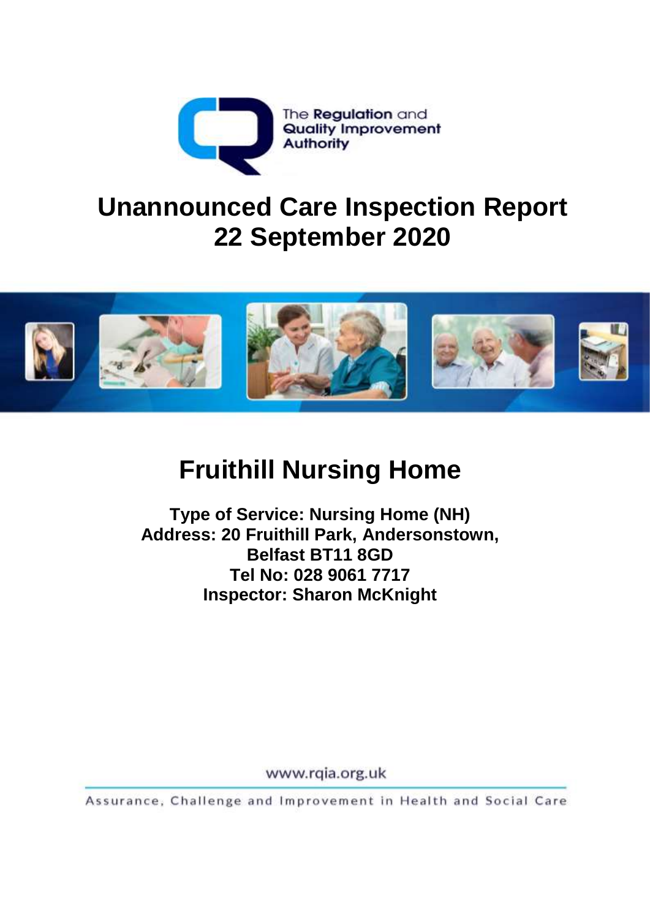The Regulation and Quality Improvement Authority

# Unannounced Care Inspection Report
# 22 September 2020

## Fruithill Nursing Home

**Type of Service: Nursing Home (NH)**
**Address: 20 Fruithill Park, Andersonstown, Belfast BT11 8GD**
**Tel No: 028 9061 7717**
**Inspector: Sharon McKnight**

www.rqia.org.uk

Assurance, Challenge and Improvement in Health and Social Care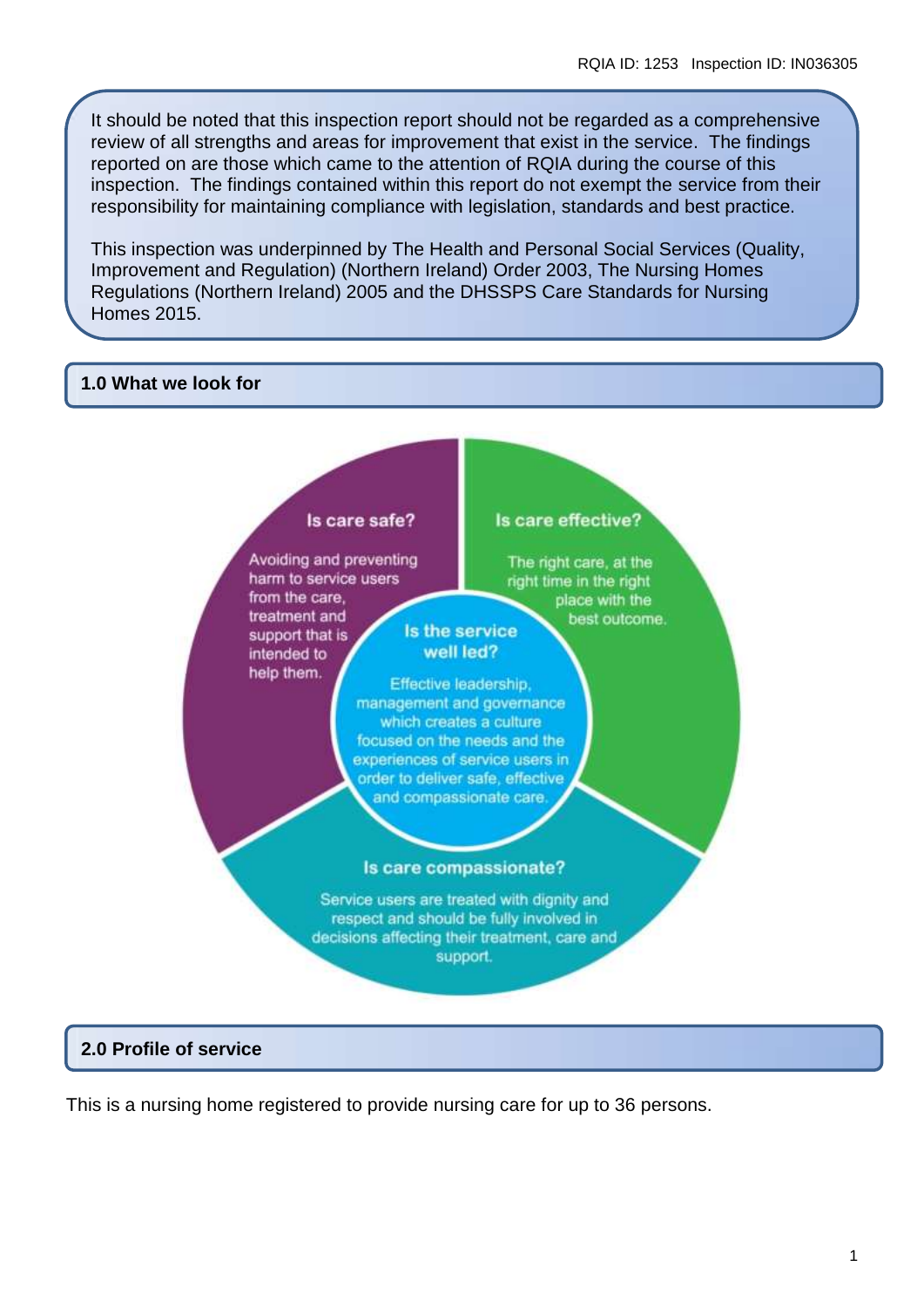It should be noted that this inspection report should not be regarded as a comprehensive review of all strengths and areas for improvement that exist in the service. The findings reported on are those which came to the attention of RQIA during the course of this inspection. The findings contained within this report do not exempt the service from their responsibility for maintaining compliance with legislation, standards and best practice.

This inspection was underpinned by The Health and Personal Social Services (Quality, Improvement and Regulation) (Northern Ireland) Order 2003, The Nursing Homes Regulations (Northern Ireland) 2005 and the DHSSPS Care Standards for Nursing Homes 2015.

## 1.0 What we look for

**Is care safe?**

Avoiding and preventing harm to service users from the care, treatment and support that is intended to help them.

**Is care effective?**

The right care, at the right time in the right place with the best outcome.

**Is the service well led?**

Effective leadership, management and governance which creates a culture focused on the needs and the experiences of service users in order to deliver safe, effective and compassionate care.

**Is care compassionate?**

Service users are treated with dignity and respect and should be fully involved in decisions affecting their treatment, care and support.

## 2.0 Profile of service

This is a nursing home registered to provide nursing care for up to 36 persons.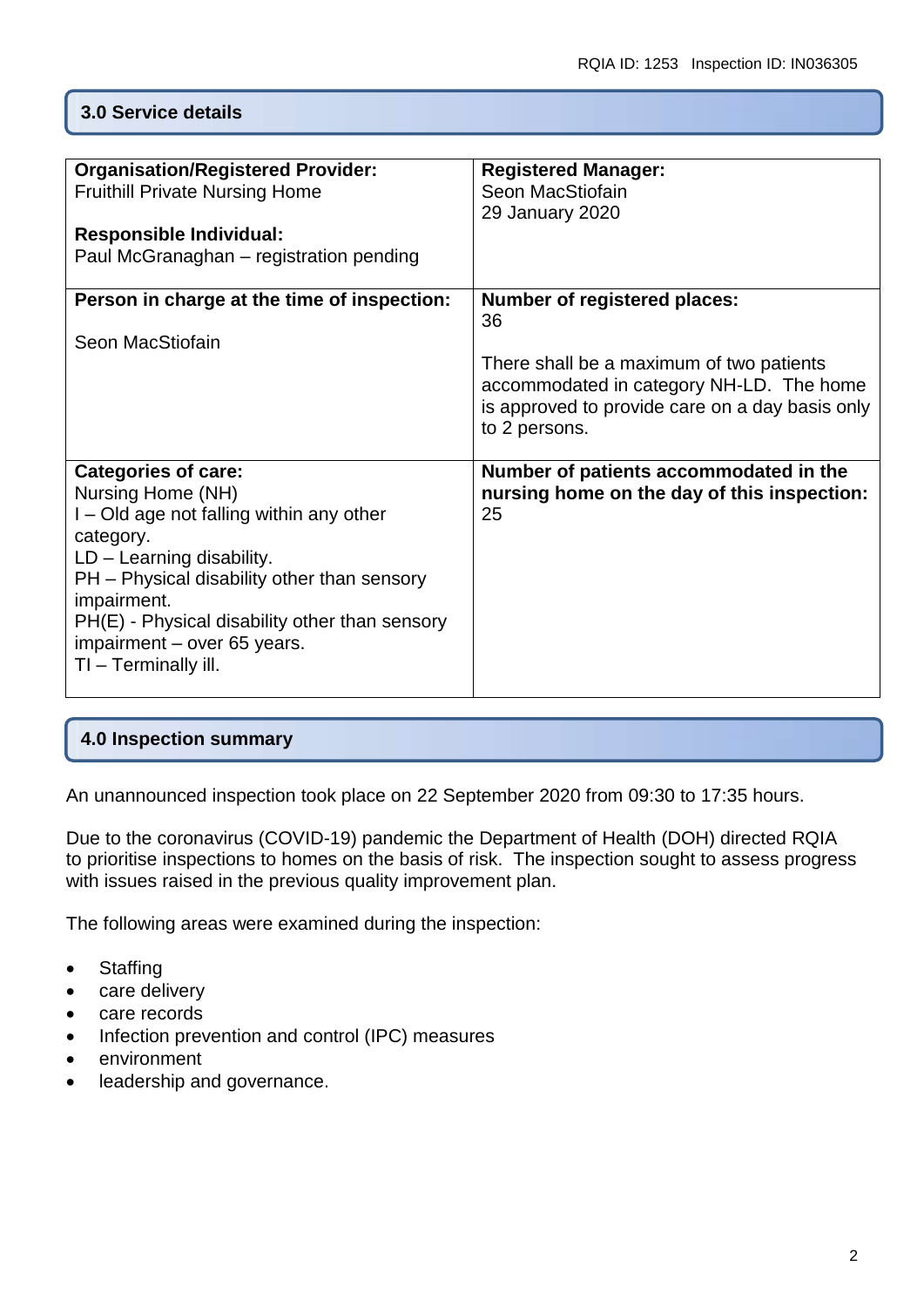## 3.0 Service details

| **Organisation/Registered Provider:**<br>Fruithill Private Nursing Home<br><br>**Responsible Individual:**<br>Paul McGranaghan – registration pending | **Registered Manager:**<br>Seon MacStiofain<br>29 January 2020 |
|---|---|
| **Person in charge at the time of inspection:**<br><br>Seon MacStiofain | **Number of registered places:**<br>36<br><br>There shall be a maximum of two patients accommodated in category NH-LD. The home is approved to provide care on a day basis only to 2 persons. |
| **Categories of care:**<br>Nursing Home (NH)<br>I – Old age not falling within any other category.<br>LD – Learning disability.<br>PH – Physical disability other than sensory impairment.<br>PH(E) - Physical disability other than sensory impairment – over 65 years.<br>TI – Terminally ill. | **Number of patients accommodated in the nursing home on the day of this inspection:**<br>25 |

## 4.0 Inspection summary

An unannounced inspection took place on 22 September 2020 from 09:30 to 17:35 hours.

Due to the coronavirus (COVID-19) pandemic the Department of Health (DOH) directed RQIA to prioritise inspections to homes on the basis of risk. The inspection sought to assess progress with issues raised in the previous quality improvement plan.

The following areas were examined during the inspection:

- Staffing
- care delivery
- care records
- Infection prevention and control (IPC) measures
- environment
- leadership and governance.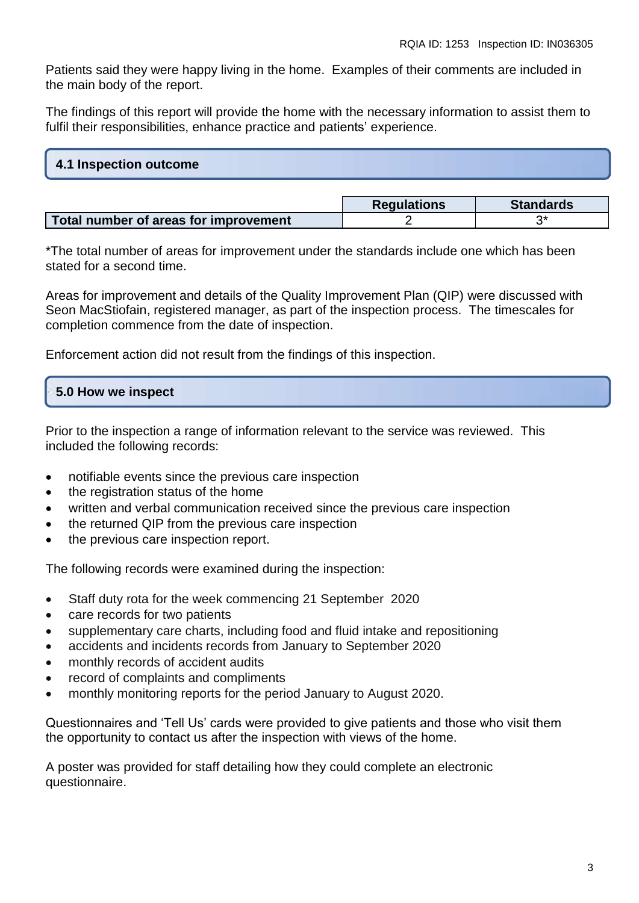Patients said they were happy living in the home. Examples of their comments are included in the main body of the report.

The findings of this report will provide the home with the necessary information to assist them to fulfil their responsibilities, enhance practice and patients' experience.

## 4.1 Inspection outcome

| | Regulations | Standards |
|---|---|---|
| **Total number of areas for improvement** | 2 | 3* |

*The total number of areas for improvement under the standards include one which has been stated for a second time.

Areas for improvement and details of the Quality Improvement Plan (QIP) were discussed with Seon MacStiofain, registered manager, as part of the inspection process. The timescales for completion commence from the date of inspection.

Enforcement action did not result from the findings of this inspection.

## 5.0 How we inspect

Prior to the inspection a range of information relevant to the service was reviewed. This included the following records:

- notifiable events since the previous care inspection
- the registration status of the home
- written and verbal communication received since the previous care inspection
- the returned QIP from the previous care inspection
- the previous care inspection report.

The following records were examined during the inspection:

- Staff duty rota for the week commencing 21 September 2020
- care records for two patients
- supplementary care charts, including food and fluid intake and repositioning
- accidents and incidents records from January to September 2020
- monthly records of accident audits
- record of complaints and compliments
- monthly monitoring reports for the period January to August 2020.

Questionnaires and 'Tell Us' cards were provided to give patients and those who visit them the opportunity to contact us after the inspection with views of the home.

A poster was provided for staff detailing how they could complete an electronic questionnaire.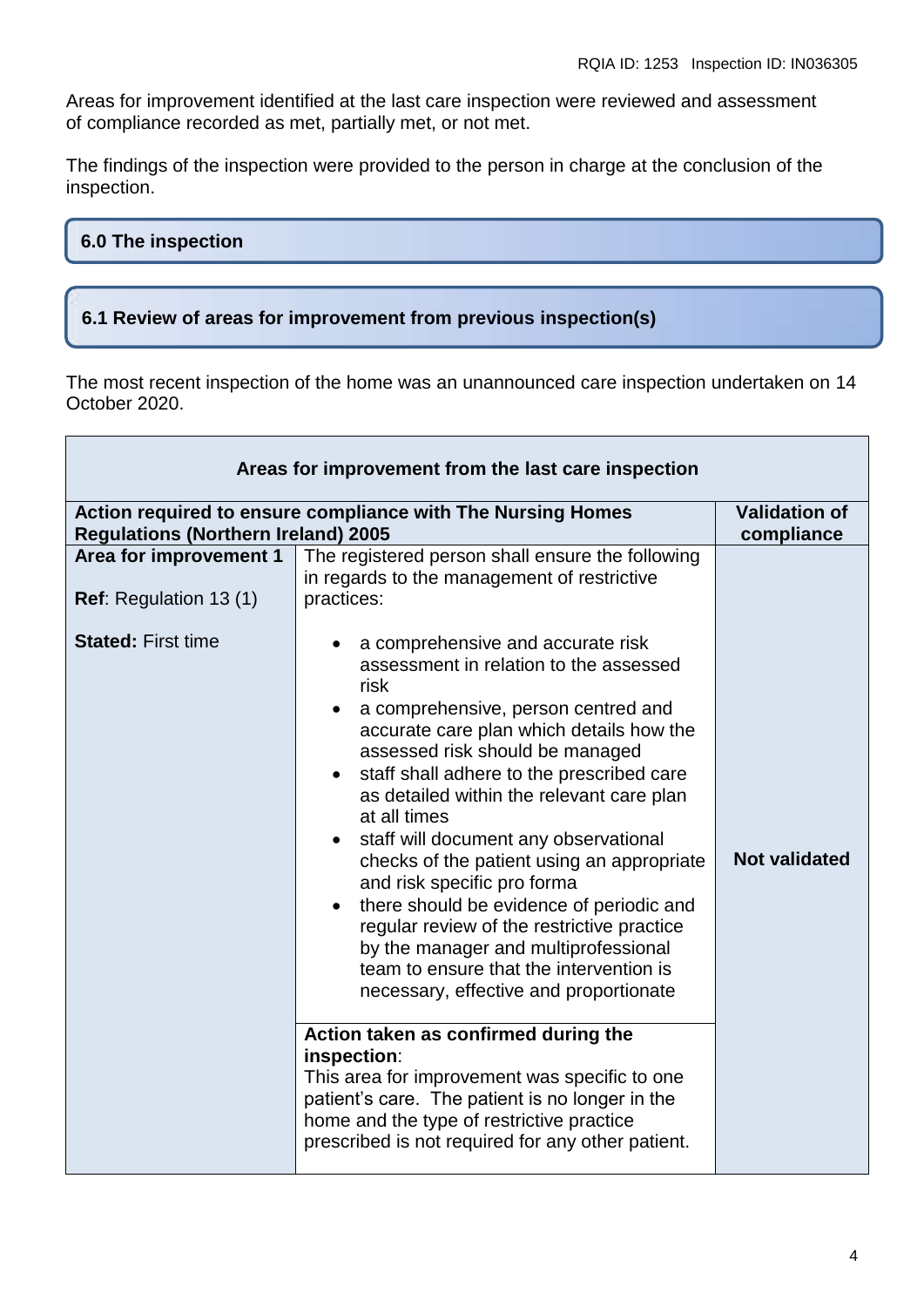Areas for improvement identified at the last care inspection were reviewed and assessment of compliance recorded as met, partially met, or not met.

The findings of the inspection were provided to the person in charge at the conclusion of the inspection.

## 6.0 The inspection

### 6.1 Review of areas for improvement from previous inspection(s)

The most recent inspection of the home was an unannounced care inspection undertaken on 14 October 2020.

| **Areas for improvement from the last care inspection** | | |
|---|---|---|
| **Action required to ensure compliance with The Nursing Homes Regulations (Northern Ireland) 2005** | | **Validation of compliance** |
| **Area for improvement 1**<br><br>**Ref**: Regulation 13 (1)<br><br>**Stated:** First time | The registered person shall ensure the following in regards to the management of restrictive practices:<br><br>• a comprehensive and accurate risk assessment in relation to the assessed risk<br>• a comprehensive, person centred and accurate care plan which details how the assessed risk should be managed<br>• staff shall adhere to the prescribed care as detailed within the relevant care plan at all times<br>• staff will document any observational checks of the patient using an appropriate and risk specific pro forma<br>• there should be evidence of periodic and regular review of the restrictive practice by the manager and multiprofessional team to ensure that the intervention is necessary, effective and proportionate | **Not validated** |
| | **Action taken as confirmed during the inspection**:<br>This area for improvement was specific to one patient's care. The patient is no longer in the home and the type of restrictive practice prescribed is not required for any other patient. | |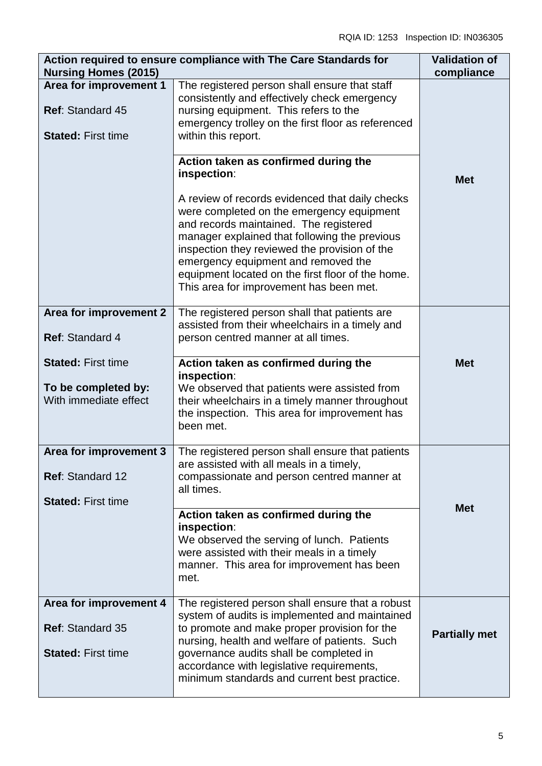| Action required to ensure compliance with The Care Standards for Nursing Homes (2015) | | Validation of compliance |
|---|---|---|
| **Area for improvement 1**<br><br>**Ref**: Standard 45<br><br>**Stated:** First time | The registered person shall ensure that staff consistently and effectively check emergency nursing equipment. This refers to the emergency trolley on the first floor as referenced within this report.<br><br>**Action taken as confirmed during the inspection**:<br><br>A review of records evidenced that daily checks were completed on the emergency equipment and records maintained. The registered manager explained that following the previous inspection they reviewed the provision of the emergency equipment and removed the equipment located on the first floor of the home. This area for improvement has been met. | **Met** |
| **Area for improvement 2**<br><br>**Ref**: Standard 4<br><br>**Stated:** First time<br><br>**To be completed by:** With immediate effect | The registered person shall that patients are assisted from their wheelchairs in a timely and person centred manner at all times.<br><br>**Action taken as confirmed during the inspection**:<br>We observed that patients were assisted from their wheelchairs in a timely manner throughout the inspection. This area for improvement has been met. | **Met** |
| **Area for improvement 3**<br><br>**Ref**: Standard 12<br><br>**Stated:** First time | The registered person shall ensure that patients are assisted with all meals in a timely, compassionate and person centred manner at all times.<br><br>**Action taken as confirmed during the inspection**:<br>We observed the serving of lunch. Patients were assisted with their meals in a timely manner. This area for improvement has been met. | **Met** |
| **Area for improvement 4**<br><br>**Ref**: Standard 35<br><br>**Stated:** First time | The registered person shall ensure that a robust system of audits is implemented and maintained to promote and make proper provision for the nursing, health and welfare of patients. Such governance audits shall be completed in accordance with legislative requirements, minimum standards and current best practice. | **Partially met** |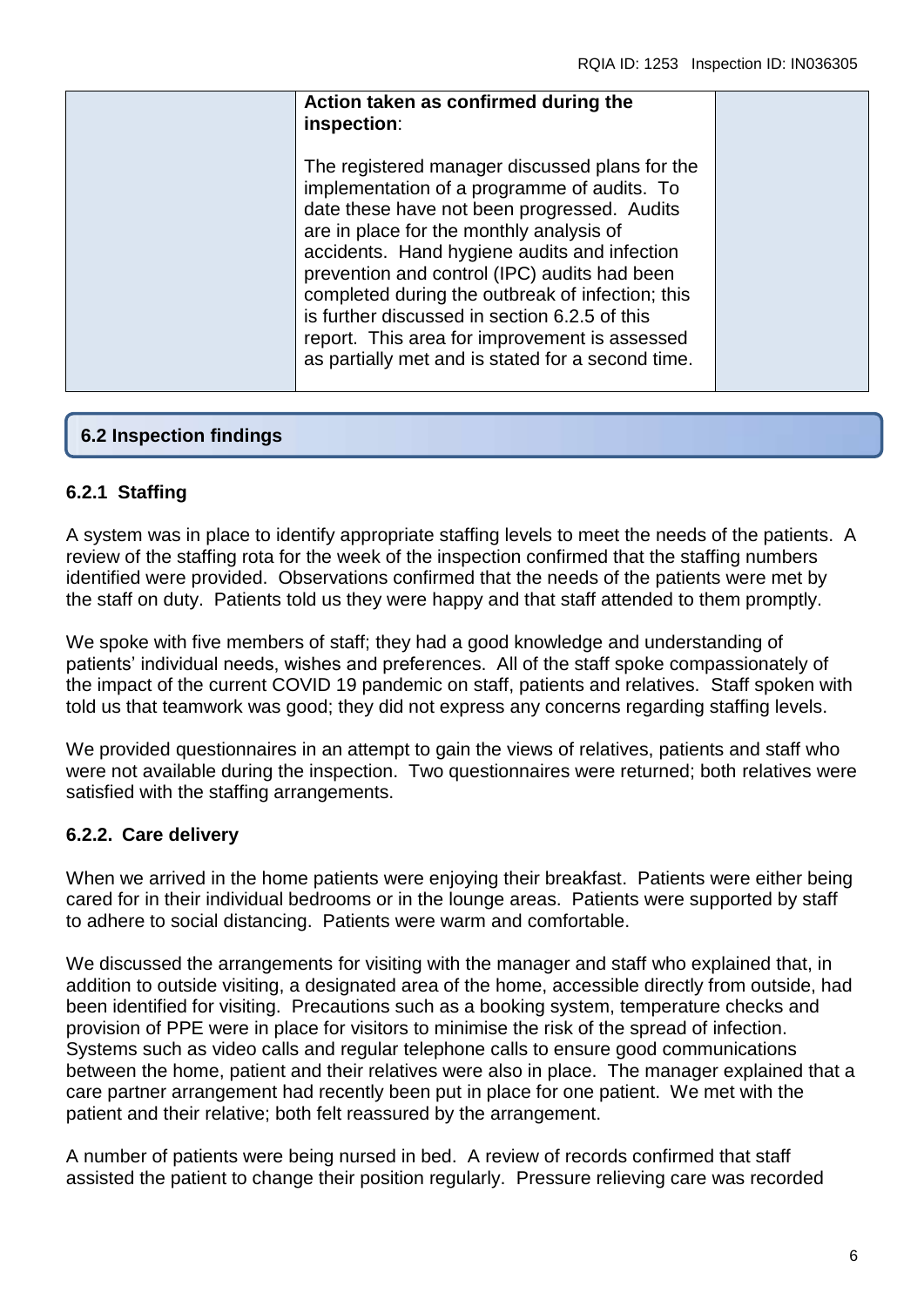| | **Action taken as confirmed during the inspection**:<br><br>The registered manager discussed plans for the implementation of a programme of audits. To date these have not been progressed. Audits are in place for the monthly analysis of accidents. Hand hygiene audits and infection prevention and control (IPC) audits had been completed during the outbreak of infection; this is further discussed in section 6.2.5 of this report. This area for improvement is assessed as partially met and is stated for a second time. | |
|---|---|---|

## 6.2 Inspection findings

### 6.2.1 Staffing

A system was in place to identify appropriate staffing levels to meet the needs of the patients. A review of the staffing rota for the week of the inspection confirmed that the staffing numbers identified were provided. Observations confirmed that the needs of the patients were met by the staff on duty. Patients told us they were happy and that staff attended to them promptly.

We spoke with five members of staff; they had a good knowledge and understanding of patients' individual needs, wishes and preferences. All of the staff spoke compassionately of the impact of the current COVID 19 pandemic on staff, patients and relatives. Staff spoken with told us that teamwork was good; they did not express any concerns regarding staffing levels.

We provided questionnaires in an attempt to gain the views of relatives, patients and staff who were not available during the inspection. Two questionnaires were returned; both relatives were satisfied with the staffing arrangements.

### 6.2.2. Care delivery

When we arrived in the home patients were enjoying their breakfast. Patients were either being cared for in their individual bedrooms or in the lounge areas. Patients were supported by staff to adhere to social distancing. Patients were warm and comfortable.

We discussed the arrangements for visiting with the manager and staff who explained that, in addition to outside visiting, a designated area of the home, accessible directly from outside, had been identified for visiting. Precautions such as a booking system, temperature checks and provision of PPE were in place for visitors to minimise the risk of the spread of infection. Systems such as video calls and regular telephone calls to ensure good communications between the home, patient and their relatives were also in place. The manager explained that a care partner arrangement had recently been put in place for one patient. We met with the patient and their relative; both felt reassured by the arrangement.

A number of patients were being nursed in bed. A review of records confirmed that staff assisted the patient to change their position regularly. Pressure relieving care was recorded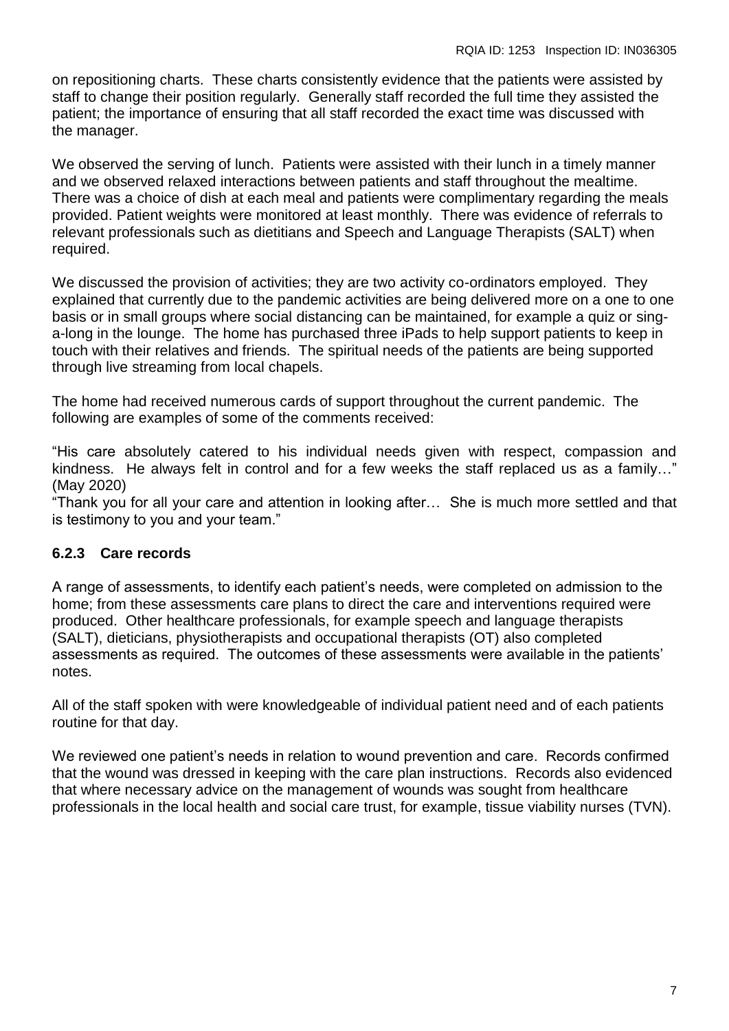on repositioning charts. These charts consistently evidence that the patients were assisted by staff to change their position regularly. Generally staff recorded the full time they assisted the patient; the importance of ensuring that all staff recorded the exact time was discussed with the manager.

We observed the serving of lunch. Patients were assisted with their lunch in a timely manner and we observed relaxed interactions between patients and staff throughout the mealtime. There was a choice of dish at each meal and patients were complimentary regarding the meals provided. Patient weights were monitored at least monthly. There was evidence of referrals to relevant professionals such as dietitians and Speech and Language Therapists (SALT) when required.

We discussed the provision of activities; they are two activity co-ordinators employed. They explained that currently due to the pandemic activities are being delivered more on a one to one basis or in small groups where social distancing can be maintained, for example a quiz or sing-a-long in the lounge. The home has purchased three iPads to help support patients to keep in touch with their relatives and friends. The spiritual needs of the patients are being supported through live streaming from local chapels.

The home had received numerous cards of support throughout the current pandemic. The following are examples of some of the comments received:

"His care absolutely catered to his individual needs given with respect, compassion and kindness. He always felt in control and for a few weeks the staff replaced us as a family…" (May 2020)

"Thank you for all your care and attention in looking after… She is much more settled and that is testimony to you and your team."

### 6.2.3 Care records

A range of assessments, to identify each patient's needs, were completed on admission to the home; from these assessments care plans to direct the care and interventions required were produced. Other healthcare professionals, for example speech and language therapists (SALT), dieticians, physiotherapists and occupational therapists (OT) also completed assessments as required. The outcomes of these assessments were available in the patients' notes.

All of the staff spoken with were knowledgeable of individual patient need and of each patients routine for that day.

We reviewed one patient's needs in relation to wound prevention and care. Records confirmed that the wound was dressed in keeping with the care plan instructions. Records also evidenced that where necessary advice on the management of wounds was sought from healthcare professionals in the local health and social care trust, for example, tissue viability nurses (TVN).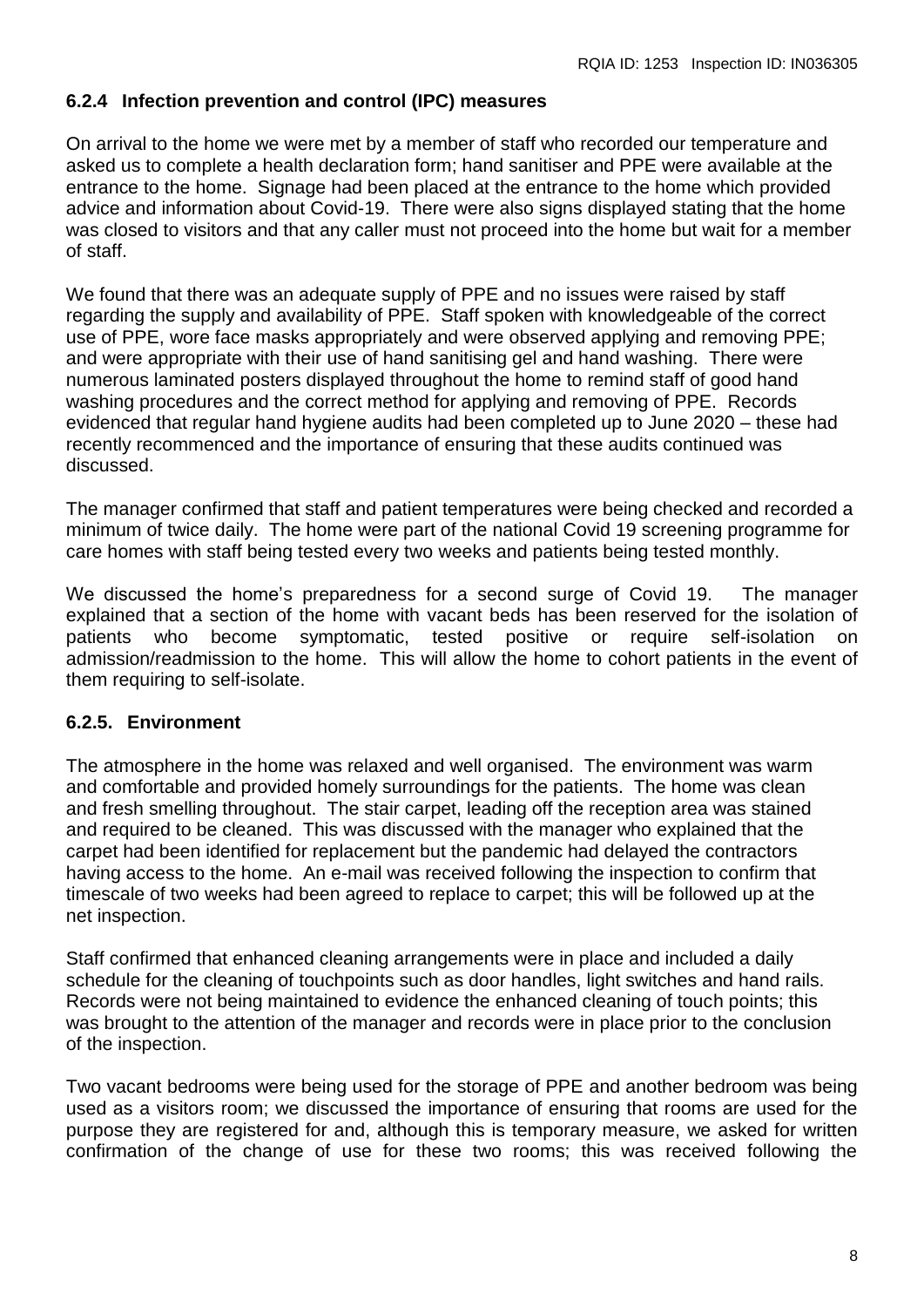### 6.2.4 Infection prevention and control (IPC) measures

On arrival to the home we were met by a member of staff who recorded our temperature and asked us to complete a health declaration form; hand sanitiser and PPE were available at the entrance to the home. Signage had been placed at the entrance to the home which provided advice and information about Covid-19. There were also signs displayed stating that the home was closed to visitors and that any caller must not proceed into the home but wait for a member of staff.

We found that there was an adequate supply of PPE and no issues were raised by staff regarding the supply and availability of PPE. Staff spoken with knowledgeable of the correct use of PPE, wore face masks appropriately and were observed applying and removing PPE; and were appropriate with their use of hand sanitising gel and hand washing. There were numerous laminated posters displayed throughout the home to remind staff of good hand washing procedures and the correct method for applying and removing of PPE. Records evidenced that regular hand hygiene audits had been completed up to June 2020 – these had recently recommenced and the importance of ensuring that these audits continued was discussed.

The manager confirmed that staff and patient temperatures were being checked and recorded a minimum of twice daily. The home were part of the national Covid 19 screening programme for care homes with staff being tested every two weeks and patients being tested monthly.

We discussed the home's preparedness for a second surge of Covid 19. The manager explained that a section of the home with vacant beds has been reserved for the isolation of patients who become symptomatic, tested positive or require self-isolation on admission/readmission to the home. This will allow the home to cohort patients in the event of them requiring to self-isolate.

### 6.2.5. Environment

The atmosphere in the home was relaxed and well organised. The environment was warm and comfortable and provided homely surroundings for the patients. The home was clean and fresh smelling throughout. The stair carpet, leading off the reception area was stained and required to be cleaned. This was discussed with the manager who explained that the carpet had been identified for replacement but the pandemic had delayed the contractors having access to the home. An e-mail was received following the inspection to confirm that timescale of two weeks had been agreed to replace to carpet; this will be followed up at the net inspection.

Staff confirmed that enhanced cleaning arrangements were in place and included a daily schedule for the cleaning of touchpoints such as door handles, light switches and hand rails. Records were not being maintained to evidence the enhanced cleaning of touch points; this was brought to the attention of the manager and records were in place prior to the conclusion of the inspection.

Two vacant bedrooms were being used for the storage of PPE and another bedroom was being used as a visitors room; we discussed the importance of ensuring that rooms are used for the purpose they are registered for and, although this is temporary measure, we asked for written confirmation of the change of use for these two rooms; this was received following the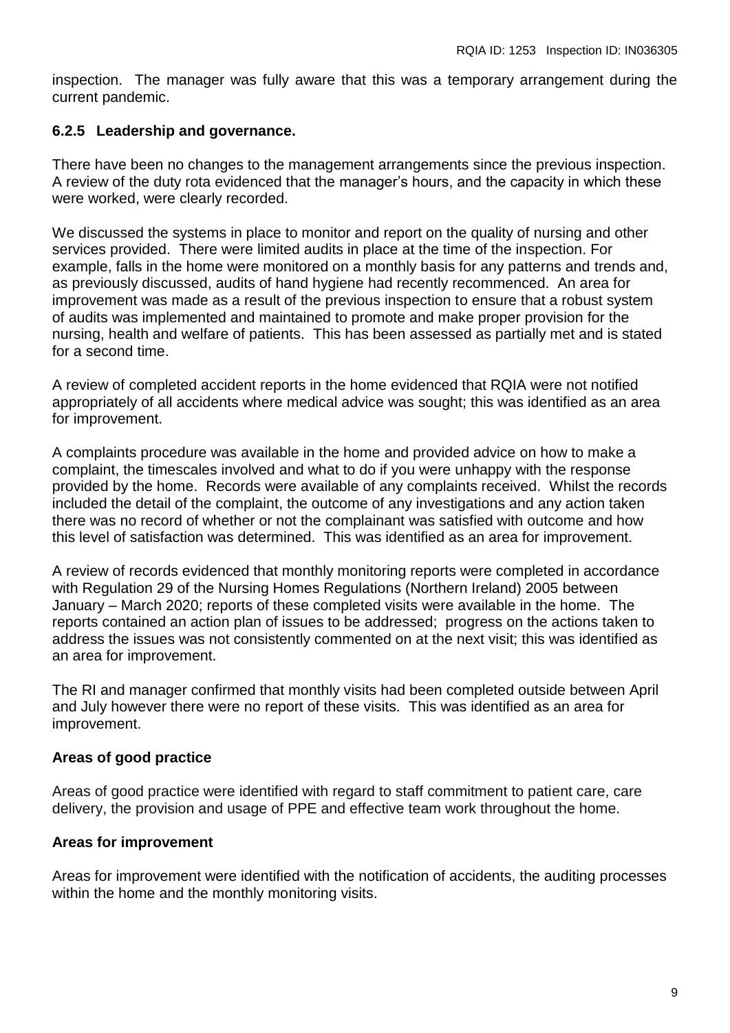inspection. The manager was fully aware that this was a temporary arrangement during the current pandemic.

### 6.2.5 Leadership and governance.

There have been no changes to the management arrangements since the previous inspection. A review of the duty rota evidenced that the manager's hours, and the capacity in which these were worked, were clearly recorded.

We discussed the systems in place to monitor and report on the quality of nursing and other services provided. There were limited audits in place at the time of the inspection. For example, falls in the home were monitored on a monthly basis for any patterns and trends and, as previously discussed, audits of hand hygiene had recently recommenced. An area for improvement was made as a result of the previous inspection to ensure that a robust system of audits was implemented and maintained to promote and make proper provision for the nursing, health and welfare of patients. This has been assessed as partially met and is stated for a second time.

A review of completed accident reports in the home evidenced that RQIA were not notified appropriately of all accidents where medical advice was sought; this was identified as an area for improvement.

A complaints procedure was available in the home and provided advice on how to make a complaint, the timescales involved and what to do if you were unhappy with the response provided by the home. Records were available of any complaints received. Whilst the records included the detail of the complaint, the outcome of any investigations and any action taken there was no record of whether or not the complainant was satisfied with outcome and how this level of satisfaction was determined. This was identified as an area for improvement.

A review of records evidenced that monthly monitoring reports were completed in accordance with Regulation 29 of the Nursing Homes Regulations (Northern Ireland) 2005 between January – March 2020; reports of these completed visits were available in the home. The reports contained an action plan of issues to be addressed; progress on the actions taken to address the issues was not consistently commented on at the next visit; this was identified as an area for improvement.

The RI and manager confirmed that monthly visits had been completed outside between April and July however there were no report of these visits. This was identified as an area for improvement.

**Areas of good practice**

Areas of good practice were identified with regard to staff commitment to patient care, care delivery, the provision and usage of PPE and effective team work throughout the home.

**Areas for improvement**

Areas for improvement were identified with the notification of accidents, the auditing processes within the home and the monthly monitoring visits.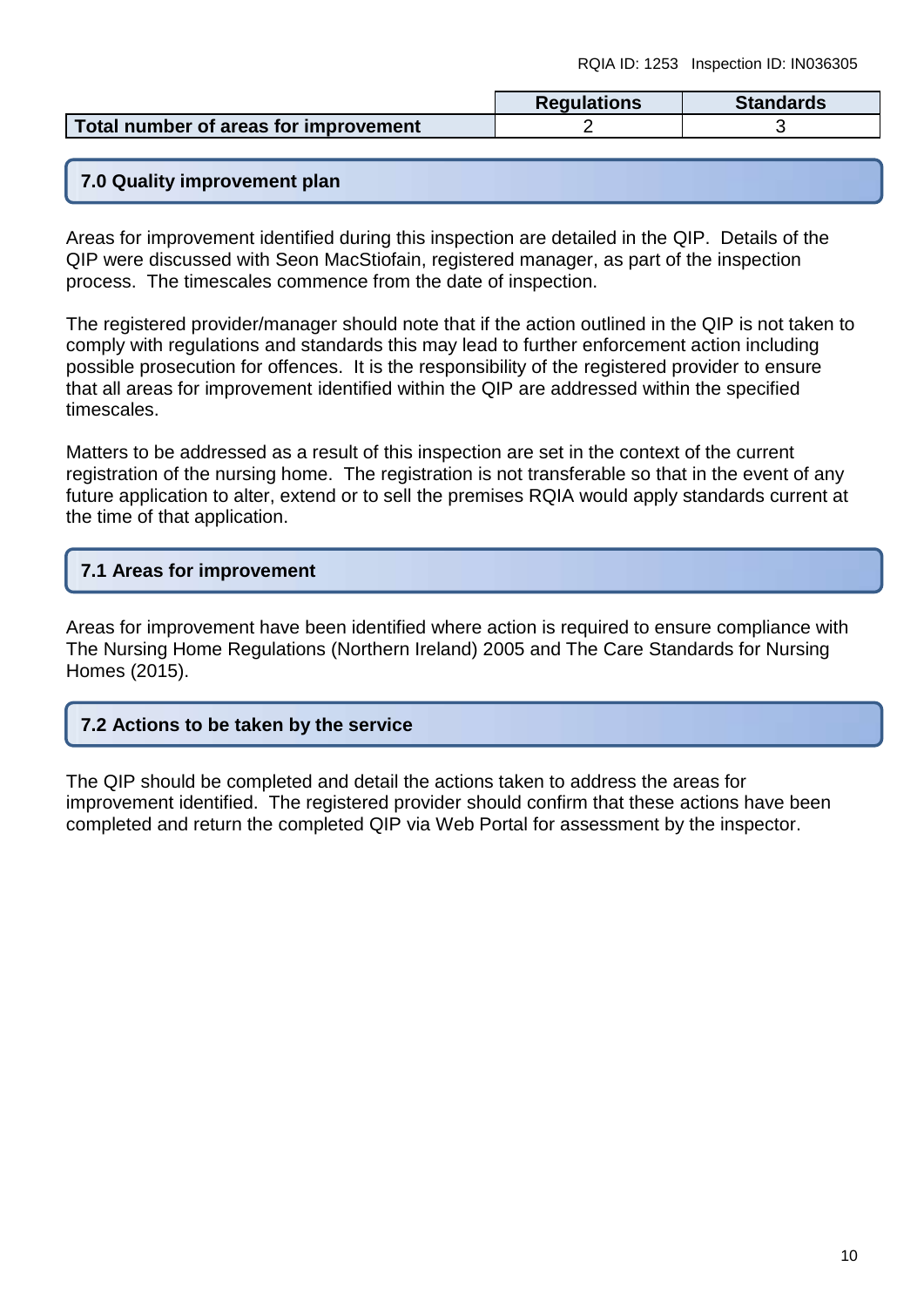| | Regulations | Standards |
|---|---|---|
| **Total number of areas for improvement** | 2 | 3 |

## 7.0 Quality improvement plan

Areas for improvement identified during this inspection are detailed in the QIP. Details of the QIP were discussed with Seon MacStiofain, registered manager, as part of the inspection process. The timescales commence from the date of inspection.

The registered provider/manager should note that if the action outlined in the QIP is not taken to comply with regulations and standards this may lead to further enforcement action including possible prosecution for offences. It is the responsibility of the registered provider to ensure that all areas for improvement identified within the QIP are addressed within the specified timescales.

Matters to be addressed as a result of this inspection are set in the context of the current registration of the nursing home. The registration is not transferable so that in the event of any future application to alter, extend or to sell the premises RQIA would apply standards current at the time of that application.

## 7.1 Areas for improvement

Areas for improvement have been identified where action is required to ensure compliance with The Nursing Home Regulations (Northern Ireland) 2005 and The Care Standards for Nursing Homes (2015).

## 7.2 Actions to be taken by the service

The QIP should be completed and detail the actions taken to address the areas for improvement identified. The registered provider should confirm that these actions have been completed and return the completed QIP via Web Portal for assessment by the inspector.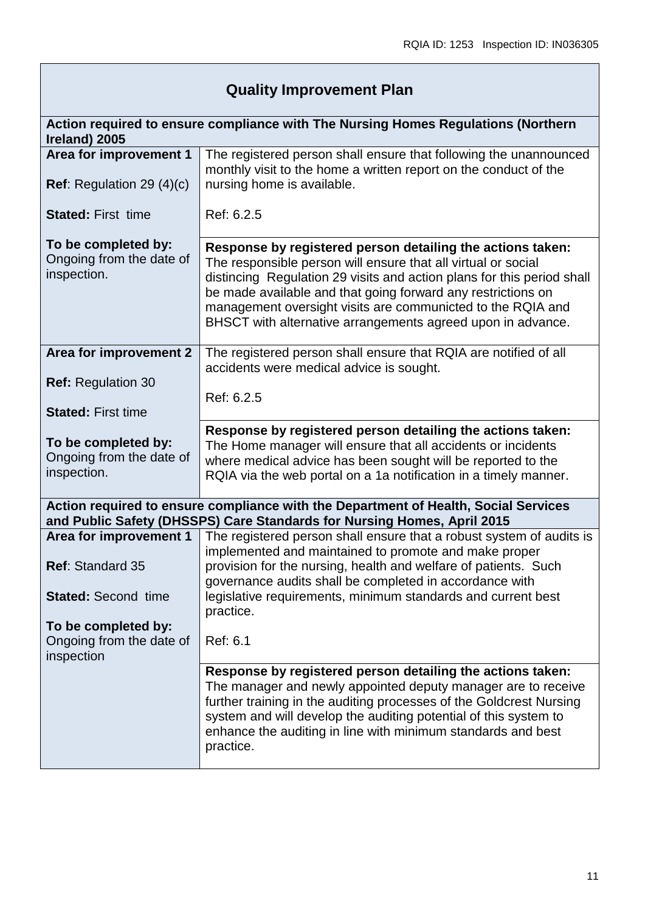## Quality Improvement Plan

| Action required to ensure compliance with The Nursing Homes Regulations (Northern Ireland) 2005 | |
|---|---|
| **Area for improvement 1**<br><br>**Ref**: Regulation 29 (4)(c)<br><br>**Stated:** First time<br><br>**To be completed by:**<br>Ongoing from the date of inspection. | The registered person shall ensure that following the unannounced monthly visit to the home a written report on the conduct of the nursing home is available.<br><br>Ref: 6.2.5 |
| | **Response by registered person detailing the actions taken:**<br>The responsible person will ensure that all virtual or social distincing Regulation 29 visits and action plans for this period shall be made available and that going forward any restrictions on management oversight visits are communicted to the RQIA and BHSCT with alternative arrangements agreed upon in advance. |
| **Area for improvement 2**<br><br>**Ref:** Regulation 30<br><br>**Stated:** First time<br><br>**To be completed by:**<br>Ongoing from the date of inspection. | The registered person shall ensure that RQIA are notified of all accidents were medical advice is sought.<br><br>Ref: 6.2.5 |
| | **Response by registered person detailing the actions taken:**<br>The Home manager will ensure that all accidents or incidents where medical advice has been sought will be reported to the RQIA via the web portal on a 1a notification in a timely manner. |
| **Action required to ensure compliance with the Department of Health, Social Services and Public Safety (DHSSPS) Care Standards for Nursing Homes, April 2015** | |
| **Area for improvement 1**<br><br>**Ref**: Standard 35<br><br>**Stated:** Second time<br><br>**To be completed by:**<br>Ongoing from the date of inspection | The registered person shall ensure that a robust system of audits is implemented and maintained to promote and make proper provision for the nursing, health and welfare of patients. Such governance audits shall be completed in accordance with legislative requirements, minimum standards and current best practice.<br><br>Ref: 6.1 |
| | **Response by registered person detailing the actions taken:**<br>The manager and newly appointed deputy manager are to receive further training in the auditing processes of the Goldcrest Nursing system and will develop the auditing potential of this system to enhance the auditing in line with minimum standards and best practice. |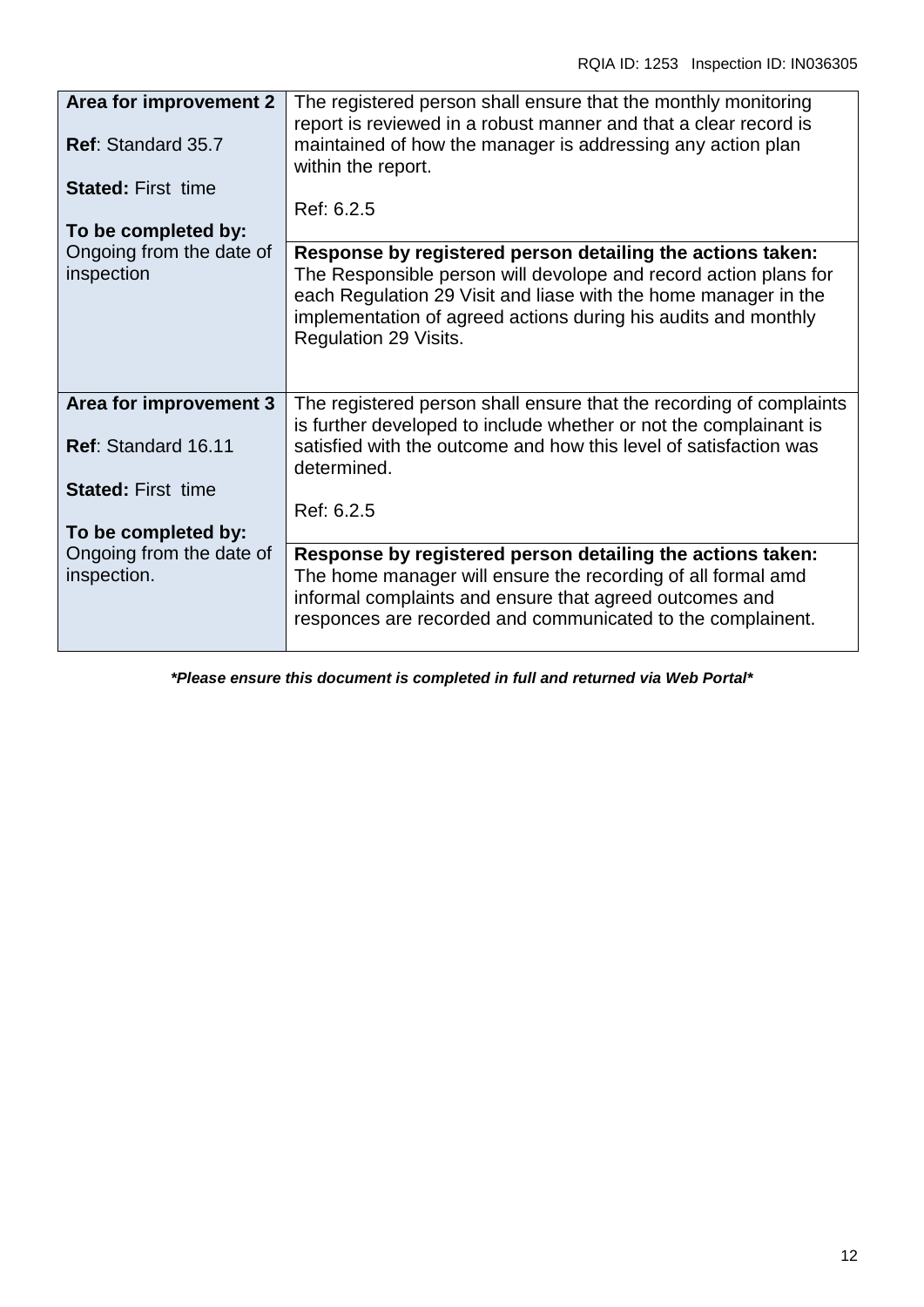| | |
|---|---|
| **Area for improvement 2**<br><br>**Ref**: Standard 35.7<br><br>**Stated:** First time<br><br>**To be completed by:** Ongoing from the date of inspection | The registered person shall ensure that the monthly monitoring report is reviewed in a robust manner and that a clear record is maintained of how the manager is addressing any action plan within the report.<br><br>Ref: 6.2.5 |
| | **Response by registered person detailing the actions taken:** The Responsible person will devolope and record action plans for each Regulation 29 Visit and liase with the home manager in the implementation of agreed actions during his audits and monthly Regulation 29 Visits. |
| **Area for improvement 3**<br><br>**Ref**: Standard 16.11<br><br>**Stated:** First time<br><br>**To be completed by:** Ongoing from the date of inspection. | The registered person shall ensure that the recording of complaints is further developed to include whether or not the complainant is satisfied with the outcome and how this level of satisfaction was determined.<br><br>Ref: 6.2.5 |
| | **Response by registered person detailing the actions taken:** The home manager will ensure the recording of all formal amd informal complaints and ensure that agreed outcomes and responces are recorded and communicated to the complainent. |

***Please ensure this document is completed in full and returned via Web Portal***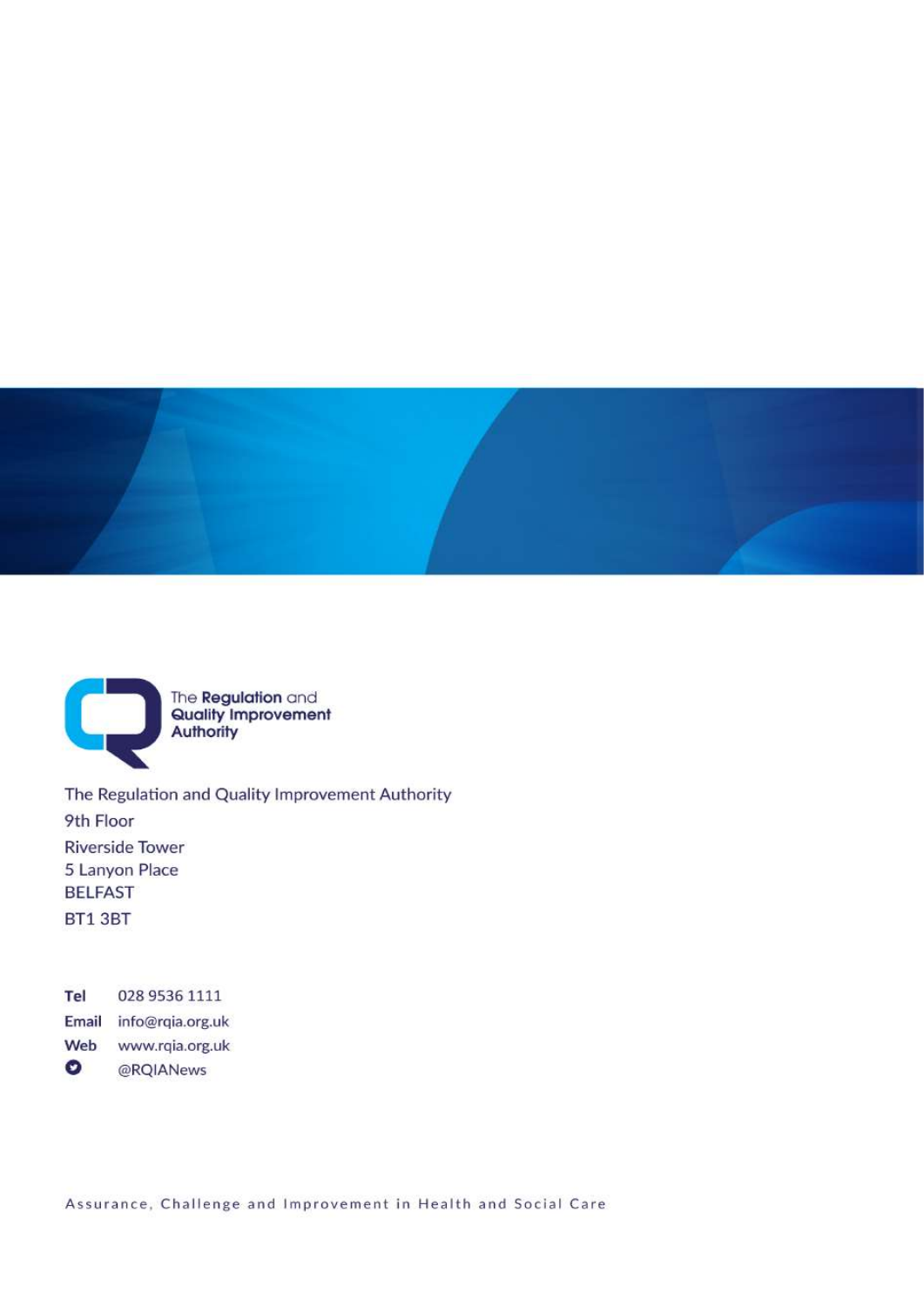The Regulation and Quality Improvement Authority

The Regulation and Quality Improvement Authority
9th Floor
Riverside Tower
5 Lanyon Place
BELFAST
BT1 3BT

**Tel** 028 9536 1111
**Email** info@rqia.org.uk
**Web** www.rqia.org.uk
@RQIANews

Assurance, Challenge and Improvement in Health and Social Care